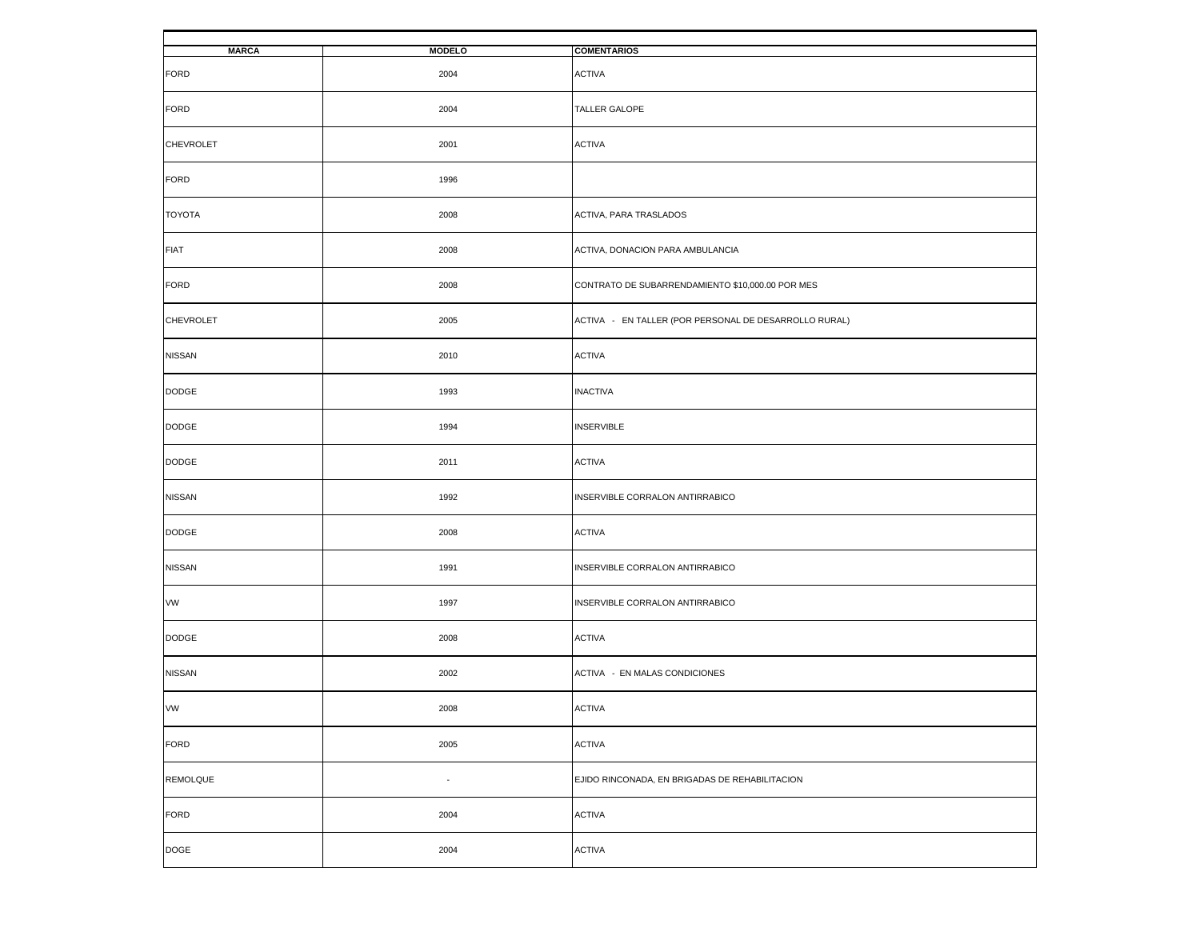| MARCA | MODELO | COMENTARIOS |
|---|---|---|
| FORD | 2004 | ACTIVA |
| FORD | 2004 | TALLER GALOPE |
| CHEVROLET | 2001 | ACTIVA |
| FORD | 1996 | |
| TOYOTA | 2008 | ACTIVA, PARA TRASLADOS |
| FIAT | 2008 | ACTIVA, DONACION PARA AMBULANCIA |
| FORD | 2008 | CONTRATO DE SUBARRENDAMIENTO $10,000.00 POR MES |
| CHEVROLET | 2005 | ACTIVA - EN TALLER (POR PERSONAL DE DESARROLLO RURAL) |
| NISSAN | 2010 | ACTIVA |
| DODGE | 1993 | INACTIVA |
| DODGE | 1994 | INSERVIBLE |
| DODGE | 2011 | ACTIVA |
| NISSAN | 1992 | INSERVIBLE CORRALON ANTIRRABICO |
| DODGE | 2008 | ACTIVA |
| NISSAN | 1991 | INSERVIBLE CORRALON ANTIRRABICO |
| VW | 1997 | INSERVIBLE CORRALON ANTIRRABICO |
| DODGE | 2008 | ACTIVA |
| NISSAN | 2002 | ACTIVA - EN MALAS CONDICIONES |
| VW | 2008 | ACTIVA |
| FORD | 2005 | ACTIVA |
| REMOLQUE | - | EJIDO RINCONADA, EN BRIGADAS DE REHABILITACION |
| FORD | 2004 | ACTIVA |
| DOGE | 2004 | ACTIVA |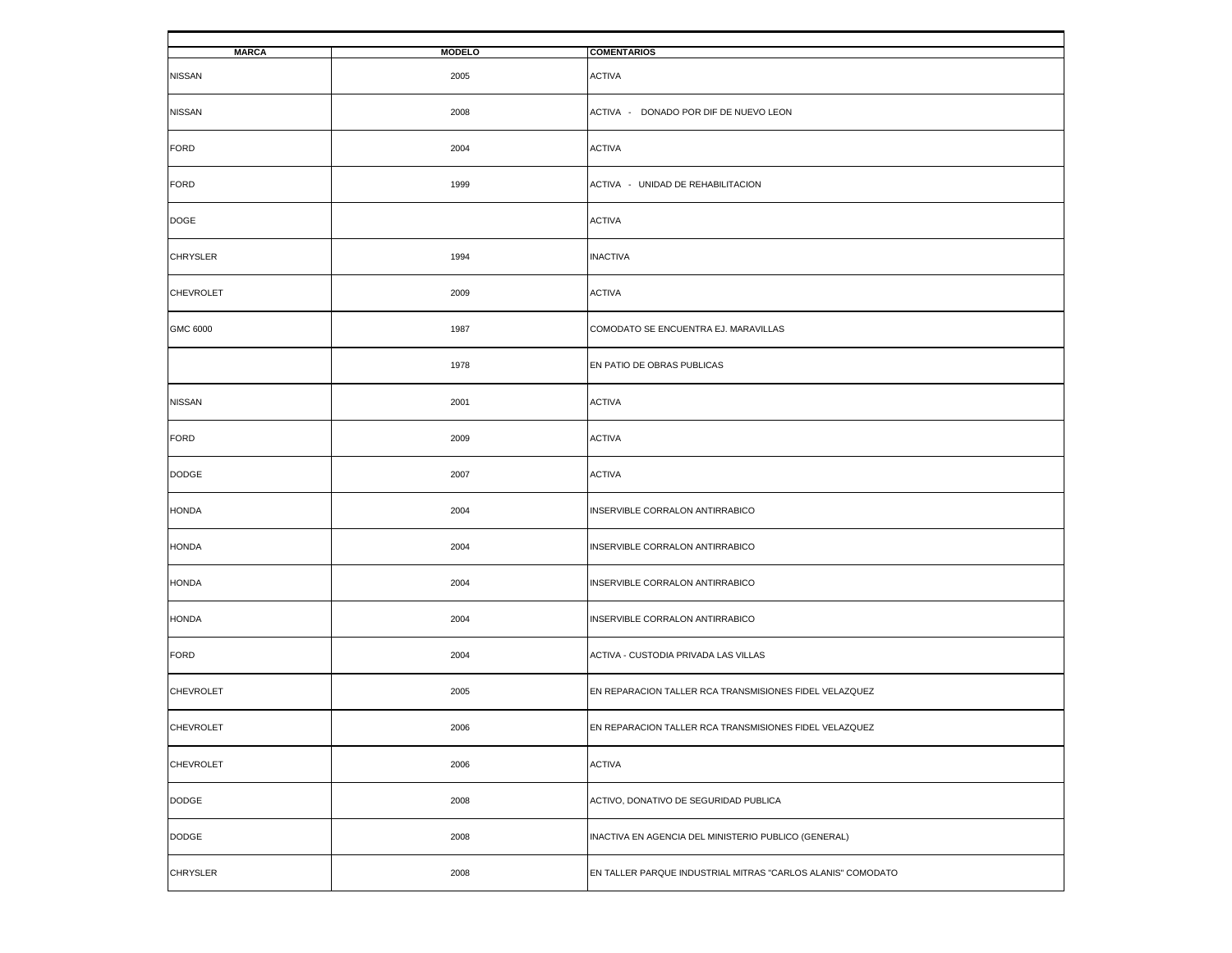| MARCA | MODELO | COMENTARIOS |
|---|---|---|
| NISSAN | 2005 | ACTIVA |
| NISSAN | 2008 | ACTIVA - DONADO POR DIF DE NUEVO LEON |
| FORD | 2004 | ACTIVA |
| FORD | 1999 | ACTIVA - UNIDAD DE REHABILITACION |
| DOGE | | ACTIVA |
| CHRYSLER | 1994 | INACTIVA |
| CHEVROLET | 2009 | ACTIVA |
| GMC 6000 | 1987 | COMODATO SE ENCUENTRA EJ. MARAVILLAS |
| | 1978 | EN PATIO DE OBRAS PUBLICAS |
| NISSAN | 2001 | ACTIVA |
| FORD | 2009 | ACTIVA |
| DODGE | 2007 | ACTIVA |
| HONDA | 2004 | INSERVIBLE CORRALON ANTIRRABICO |
| HONDA | 2004 | INSERVIBLE CORRALON ANTIRRABICO |
| HONDA | 2004 | INSERVIBLE CORRALON ANTIRRABICO |
| HONDA | 2004 | INSERVIBLE CORRALON ANTIRRABICO |
| FORD | 2004 | ACTIVA - CUSTODIA PRIVADA LAS VILLAS |
| CHEVROLET | 2005 | EN REPARACION TALLER RCA TRANSMISIONES FIDEL VELAZQUEZ |
| CHEVROLET | 2006 | EN REPARACION TALLER RCA TRANSMISIONES FIDEL VELAZQUEZ |
| CHEVROLET | 2006 | ACTIVA |
| DODGE | 2008 | ACTIVO, DONATIVO DE SEGURIDAD PUBLICA |
| DODGE | 2008 | INACTIVA EN AGENCIA DEL MINISTERIO PUBLICO (GENERAL) |
| CHRYSLER | 2008 | EN TALLER PARQUE INDUSTRIAL MITRAS "CARLOS ALANIS" COMODATO |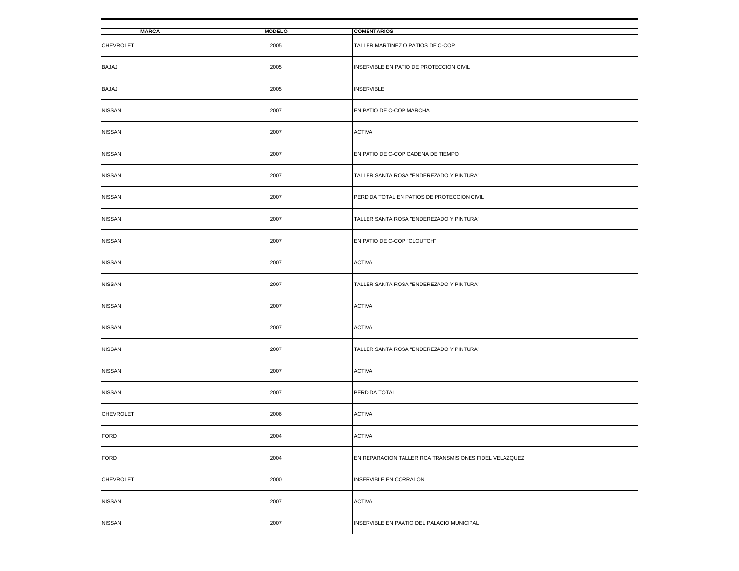| MARCA | MODELO | COMENTARIOS |
|---|---|---|
| CHEVROLET | 2005 | TALLER MARTINEZ O PATIOS DE C-COP |
| BAJAJ | 2005 | INSERVIBLE EN PATIO DE PROTECCION CIVIL |
| BAJAJ | 2005 | INSERVIBLE |
| NISSAN | 2007 | EN PATIO DE C-COP MARCHA |
| NISSAN | 2007 | ACTIVA |
| NISSAN | 2007 | EN PATIO DE C-COP CADENA DE TIEMPO |
| NISSAN | 2007 | TALLER SANTA ROSA "ENDEREZADO Y PINTURA" |
| NISSAN | 2007 | PERDIDA TOTAL EN PATIOS DE PROTECCION CIVIL |
| NISSAN | 2007 | TALLER SANTA ROSA "ENDEREZADO Y PINTURA" |
| NISSAN | 2007 | EN PATIO DE C-COP "CLOUTCH" |
| NISSAN | 2007 | ACTIVA |
| NISSAN | 2007 | TALLER SANTA ROSA "ENDEREZADO Y PINTURA" |
| NISSAN | 2007 | ACTIVA |
| NISSAN | 2007 | ACTIVA |
| NISSAN | 2007 | TALLER SANTA ROSA "ENDEREZADO Y PINTURA" |
| NISSAN | 2007 | ACTIVA |
| NISSAN | 2007 | PERDIDA TOTAL |
| CHEVROLET | 2006 | ACTIVA |
| FORD | 2004 | ACTIVA |
| FORD | 2004 | EN REPARACION TALLER RCA TRANSMISIONES FIDEL VELAZQUEZ |
| CHEVROLET | 2000 | INSERVIBLE EN CORRALON |
| NISSAN | 2007 | ACTIVA |
| NISSAN | 2007 | INSERVIBLE EN PAATIO DEL PALACIO MUNICIPAL |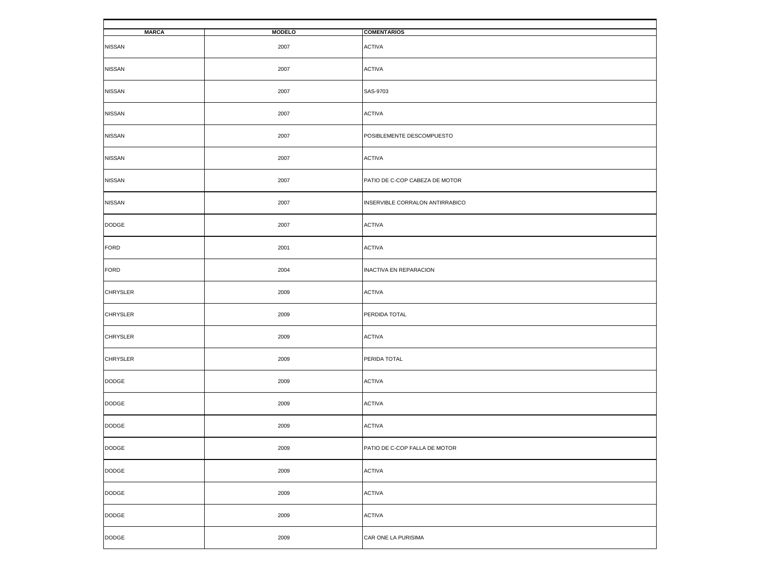| MARCA | MODELO | COMENTARIOS |
|---|---|---|
| NISSAN | 2007 | ACTIVA |
| NISSAN | 2007 | ACTIVA |
| NISSAN | 2007 | SAS-9703 |
| NISSAN | 2007 | ACTIVA |
| NISSAN | 2007 | POSIBLEMENTE DESCOMPUESTO |
| NISSAN | 2007 | ACTIVA |
| NISSAN | 2007 | PATIO DE C-COP CABEZA DE MOTOR |
| NISSAN | 2007 | INSERVIBLE CORRALON ANTIRRABICO |
| DODGE | 2007 | ACTIVA |
| FORD | 2001 | ACTIVA |
| FORD | 2004 | INACTIVA EN REPARACION |
| CHRYSLER | 2009 | ACTIVA |
| CHRYSLER | 2009 | PERDIDA TOTAL |
| CHRYSLER | 2009 | ACTIVA |
| CHRYSLER | 2009 | PERIDA TOTAL |
| DODGE | 2009 | ACTIVA |
| DODGE | 2009 | ACTIVA |
| DODGE | 2009 | ACTIVA |
| DODGE | 2009 | PATIO DE C-COP FALLA DE MOTOR |
| DODGE | 2009 | ACTIVA |
| DODGE | 2009 | ACTIVA |
| DODGE | 2009 | ACTIVA |
| DODGE | 2009 | CAR ONE LA PURISIMA |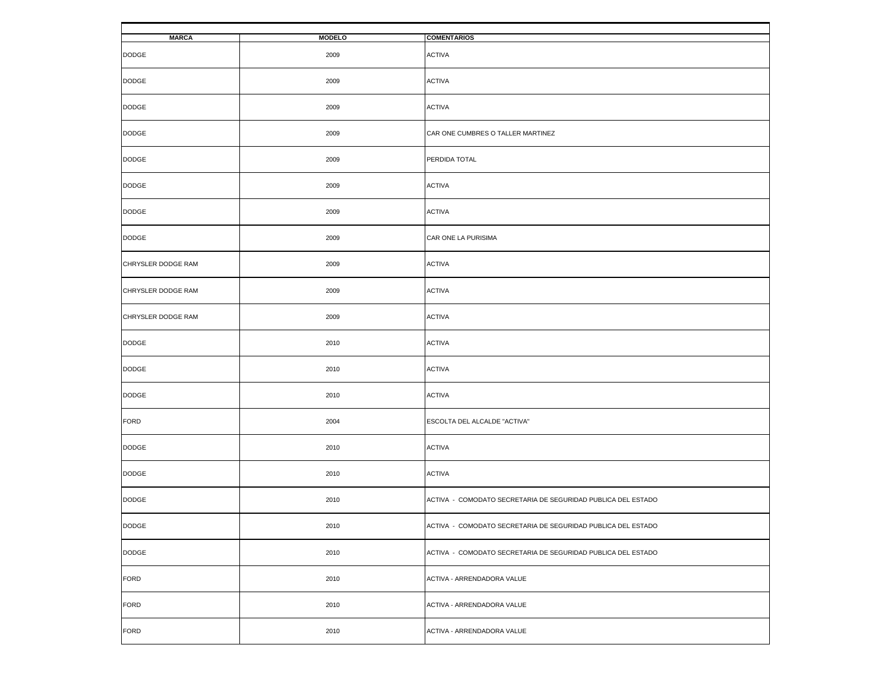| MARCA | MODELO | COMENTARIOS |
|---|---|---|
| DODGE | 2009 | ACTIVA |
| DODGE | 2009 | ACTIVA |
| DODGE | 2009 | ACTIVA |
| DODGE | 2009 | CAR ONE CUMBRES O TALLER MARTINEZ |
| DODGE | 2009 | PERDIDA TOTAL |
| DODGE | 2009 | ACTIVA |
| DODGE | 2009 | ACTIVA |
| DODGE | 2009 | CAR ONE LA PURISIMA |
| CHRYSLER DODGE RAM | 2009 | ACTIVA |
| CHRYSLER DODGE RAM | 2009 | ACTIVA |
| CHRYSLER DODGE RAM | 2009 | ACTIVA |
| DODGE | 2010 | ACTIVA |
| DODGE | 2010 | ACTIVA |
| DODGE | 2010 | ACTIVA |
| FORD | 2004 | ESCOLTA DEL ALCALDE "ACTIVA" |
| DODGE | 2010 | ACTIVA |
| DODGE | 2010 | ACTIVA |
| DODGE | 2010 | ACTIVA - COMODATO SECRETARIA DE SEGURIDAD PUBLICA DEL ESTADO |
| DODGE | 2010 | ACTIVA - COMODATO SECRETARIA DE SEGURIDAD PUBLICA DEL ESTADO |
| DODGE | 2010 | ACTIVA - COMODATO SECRETARIA DE SEGURIDAD PUBLICA DEL ESTADO |
| FORD | 2010 | ACTIVA - ARRENDADORA VALUE |
| FORD | 2010 | ACTIVA - ARRENDADORA VALUE |
| FORD | 2010 | ACTIVA - ARRENDADORA VALUE |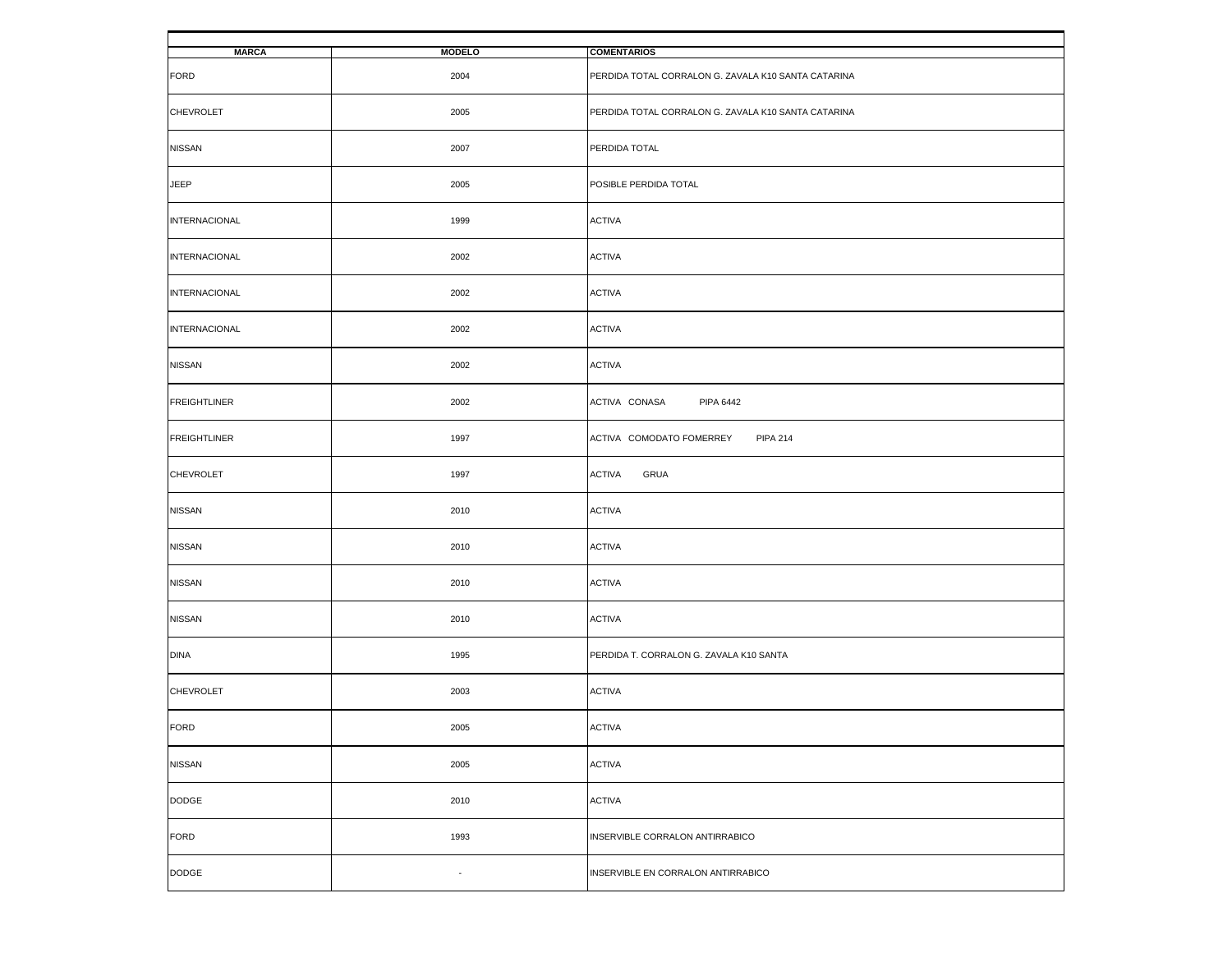| MARCA | MODELO | COMENTARIOS |
|---|---|---|
| FORD | 2004 | PERDIDA TOTAL CORRALON G. ZAVALA K10 SANTA CATARINA |
| CHEVROLET | 2005 | PERDIDA TOTAL CORRALON G. ZAVALA K10 SANTA CATARINA |
| NISSAN | 2007 | PERDIDA TOTAL |
| JEEP | 2005 | POSIBLE PERDIDA TOTAL |
| INTERNACIONAL | 1999 | ACTIVA |
| INTERNACIONAL | 2002 | ACTIVA |
| INTERNACIONAL | 2002 | ACTIVA |
| INTERNACIONAL | 2002 | ACTIVA |
| NISSAN | 2002 | ACTIVA |
| FREIGHTLINER | 2002 | ACTIVA CONASA PIPA 6442 |
| FREIGHTLINER | 1997 | ACTIVA COMODATO FOMERREY PIPA 214 |
| CHEVROLET | 1997 | ACTIVA GRUA |
| NISSAN | 2010 | ACTIVA |
| NISSAN | 2010 | ACTIVA |
| NISSAN | 2010 | ACTIVA |
| NISSAN | 2010 | ACTIVA |
| DINA | 1995 | PERDIDA T. CORRALON G. ZAVALA K10 SANTA |
| CHEVROLET | 2003 | ACTIVA |
| FORD | 2005 | ACTIVA |
| NISSAN | 2005 | ACTIVA |
| DODGE | 2010 | ACTIVA |
| FORD | 1993 | INSERVIBLE CORRALON ANTIRRABICO |
| DODGE | - | INSERVIBLE EN CORRALON ANTIRRABICO |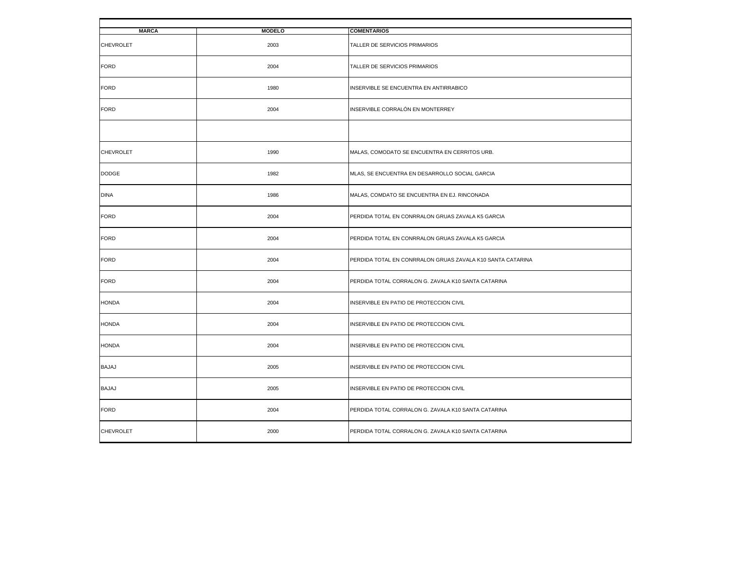| MARCA | MODELO | COMENTARIOS |
| --- | --- | --- |
| CHEVROLET | 2003 | TALLER DE SERVICIOS PRIMARIOS |
| FORD | 2004 | TALLER DE SERVICIOS PRIMARIOS |
| FORD | 1980 | INSERVIBLE SE ENCUENTRA EN ANTIRRABICO |
| FORD | 2004 | INSERVIBLE CORRALÓN EN MONTERREY |
| | | |
| CHEVROLET | 1990 | MALAS, COMODATO SE ENCUENTRA EN CERRITOS URB. |
| DODGE | 1982 | MLAS, SE ENCUENTRA EN DESARROLLO SOCIAL GARCIA |
| DINA | 1986 | MALAS, COMDATO SE ENCUENTRA EN EJ. RINCONADA |
| FORD | 2004 | PERDIDA TOTAL EN CONRRALON GRUAS ZAVALA K5 GARCIA |
| FORD | 2004 | PERDIDA TOTAL EN CONRRALON GRUAS ZAVALA K5 GARCIA |
| FORD | 2004 | PERDIDA TOTAL EN CONRRALON GRUAS ZAVALA K10 SANTA CATARINA |
| FORD | 2004 | PERDIDA TOTAL CORRALON G. ZAVALA K10 SANTA CATARINA |
| HONDA | 2004 | INSERVIBLE EN PATIO DE PROTECCION CIVIL |
| HONDA | 2004 | INSERVIBLE EN PATIO DE PROTECCION CIVIL |
| HONDA | 2004 | INSERVIBLE EN PATIO DE PROTECCION CIVIL |
| BAJAJ | 2005 | INSERVIBLE EN PATIO DE PROTECCION CIVIL |
| BAJAJ | 2005 | INSERVIBLE EN PATIO DE PROTECCION CIVIL |
| FORD | 2004 | PERDIDA TOTAL CORRALON G. ZAVALA K10 SANTA CATARINA |
| CHEVROLET | 2000 | PERDIDA TOTAL CORRALON G. ZAVALA K10 SANTA CATARINA |